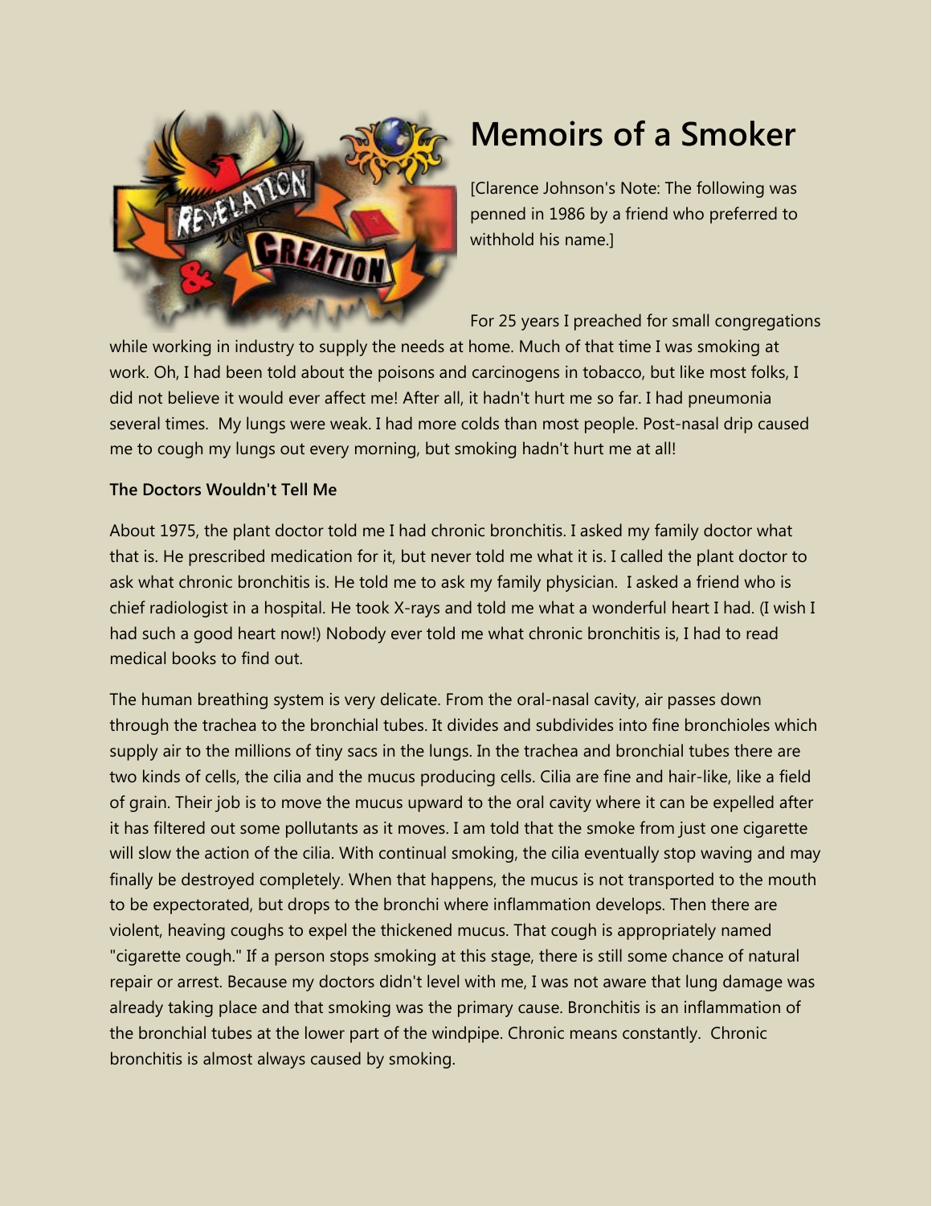# Memoirs of a Smoker

[Clarence Johnson's Note: The following was penned in 1986 by a friend who preferred to withhold his name.]

For 25 years I preached for small congregations while working in industry to supply the needs at home. Much of that time I was smoking at work. Oh, I had been told about the poisons and carcinogens in tobacco, but like most folks, I did not believe it would ever affect me! After all, it hadn't hurt me so far. I had pneumonia several times. My lungs were weak. I had more colds than most people. Post-nasal drip caused me to cough my lungs out every morning, but smoking hadn't hurt me at all!

**The Doctors Wouldn't Tell Me**

About 1975, the plant doctor told me I had chronic bronchitis. I asked my family doctor what that is. He prescribed medication for it, but never told me what it is. I called the plant doctor to ask what chronic bronchitis is. He told me to ask my family physician. I asked a friend who is chief radiologist in a hospital. He took X-rays and told me what a wonderful heart I had. (I wish I had such a good heart now!) Nobody ever told me what chronic bronchitis is, I had to read medical books to find out.

The human breathing system is very delicate. From the oral-nasal cavity, air passes down through the trachea to the bronchial tubes. It divides and subdivides into fine bronchioles which supply air to the millions of tiny sacs in the lungs. In the trachea and bronchial tubes there are two kinds of cells, the cilia and the mucus producing cells. Cilia are fine and hair-like, like a field of grain. Their job is to move the mucus upward to the oral cavity where it can be expelled after it has filtered out some pollutants as it moves. I am told that the smoke from just one cigarette will slow the action of the cilia. With continual smoking, the cilia eventually stop waving and may finally be destroyed completely. When that happens, the mucus is not transported to the mouth to be expectorated, but drops to the bronchi where inflammation develops. Then there are violent, heaving coughs to expel the thickened mucus. That cough is appropriately named "cigarette cough." If a person stops smoking at this stage, there is still some chance of natural repair or arrest. Because my doctors didn't level with me, I was not aware that lung damage was already taking place and that smoking was the primary cause. Bronchitis is an inflammation of the bronchial tubes at the lower part of the windpipe. Chronic means constantly. Chronic bronchitis is almost always caused by smoking.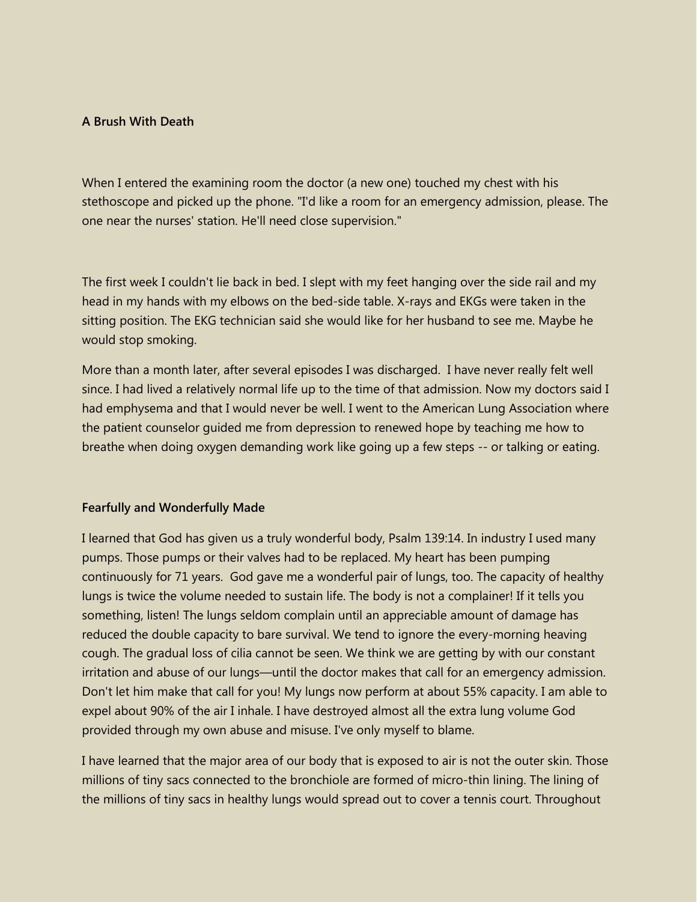**A Brush With Death**

When I entered the examining room the doctor (a new one) touched my chest with his stethoscope and picked up the phone. "I'd like a room for an emergency admission, please. The one near the nurses' station. He'll need close supervision."

The first week I couldn't lie back in bed. I slept with my feet hanging over the side rail and my head in my hands with my elbows on the bed-side table. X-rays and EKGs were taken in the sitting position. The EKG technician said she would like for her husband to see me. Maybe he would stop smoking.

More than a month later, after several episodes I was discharged. I have never really felt well since. I had lived a relatively normal life up to the time of that admission. Now my doctors said I had emphysema and that I would never be well. I went to the American Lung Association where the patient counselor guided me from depression to renewed hope by teaching me how to breathe when doing oxygen demanding work like going up a few steps -- or talking or eating.

**Fearfully and Wonderfully Made**

I learned that God has given us a truly wonderful body, Psalm 139:14. In industry I used many pumps. Those pumps or their valves had to be replaced. My heart has been pumping continuously for 71 years. God gave me a wonderful pair of lungs, too. The capacity of healthy lungs is twice the volume needed to sustain life. The body is not a complainer! If it tells you something, listen! The lungs seldom complain until an appreciable amount of damage has reduced the double capacity to bare survival. We tend to ignore the every-morning heaving cough. The gradual loss of cilia cannot be seen. We think we are getting by with our constant irritation and abuse of our lungs—until the doctor makes that call for an emergency admission. Don't let him make that call for you! My lungs now perform at about 55% capacity. I am able to expel about 90% of the air I inhale. I have destroyed almost all the extra lung volume God provided through my own abuse and misuse. I've only myself to blame.

I have learned that the major area of our body that is exposed to air is not the outer skin. Those millions of tiny sacs connected to the bronchiole are formed of micro-thin lining. The lining of the millions of tiny sacs in healthy lungs would spread out to cover a tennis court. Throughout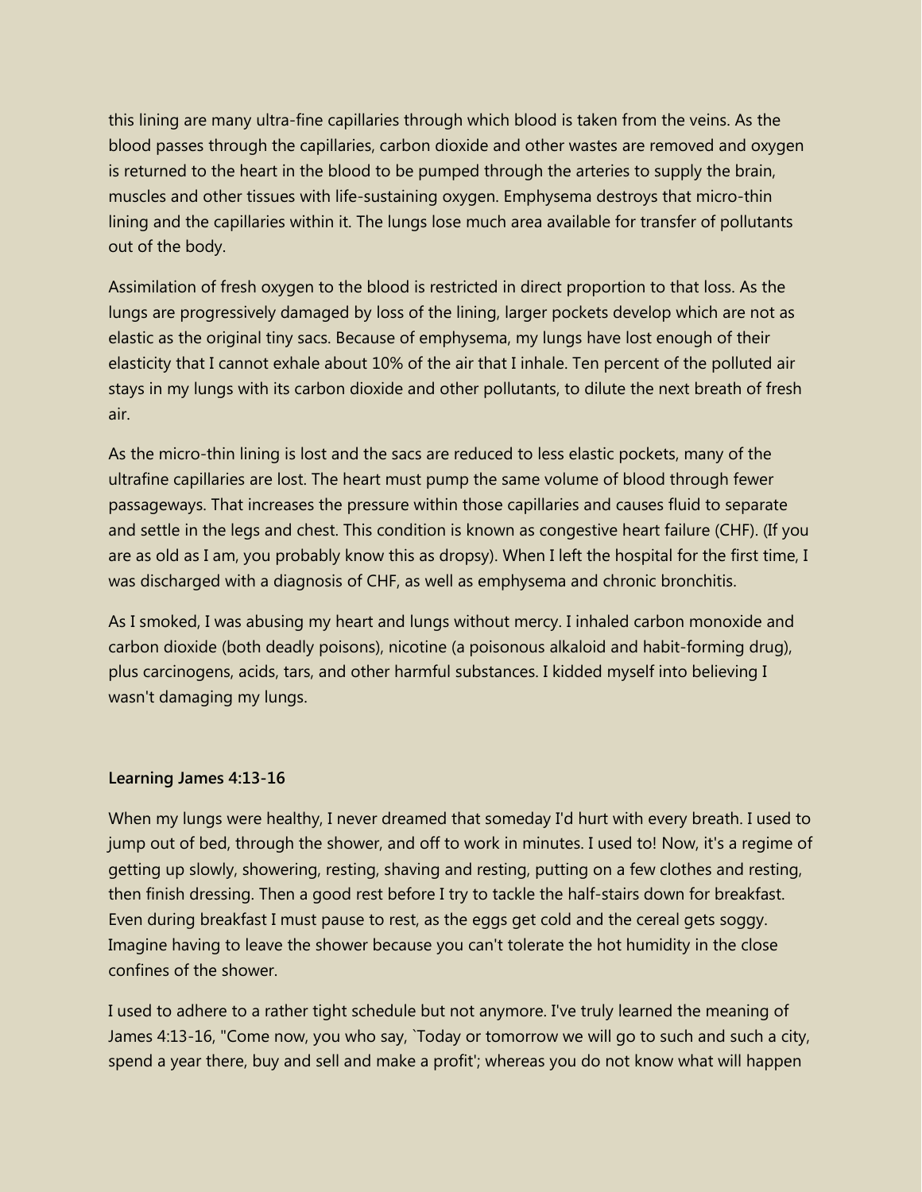this lining are many ultra-fine capillaries through which blood is taken from the veins. As the blood passes through the capillaries, carbon dioxide and other wastes are removed and oxygen is returned to the heart in the blood to be pumped through the arteries to supply the brain, muscles and other tissues with life-sustaining oxygen. Emphysema destroys that micro-thin lining and the capillaries within it. The lungs lose much area available for transfer of pollutants out of the body.

Assimilation of fresh oxygen to the blood is restricted in direct proportion to that loss. As the lungs are progressively damaged by loss of the lining, larger pockets develop which are not as elastic as the original tiny sacs. Because of emphysema, my lungs have lost enough of their elasticity that I cannot exhale about 10% of the air that I inhale. Ten percent of the polluted air stays in my lungs with its carbon dioxide and other pollutants, to dilute the next breath of fresh air.

As the micro-thin lining is lost and the sacs are reduced to less elastic pockets, many of the ultrafine capillaries are lost. The heart must pump the same volume of blood through fewer passageways. That increases the pressure within those capillaries and causes fluid to separate and settle in the legs and chest. This condition is known as congestive heart failure (CHF). (If you are as old as I am, you probably know this as dropsy). When I left the hospital for the first time, I was discharged with a diagnosis of CHF, as well as emphysema and chronic bronchitis.

As I smoked, I was abusing my heart and lungs without mercy. I inhaled carbon monoxide and carbon dioxide (both deadly poisons), nicotine (a poisonous alkaloid and habit-forming drug), plus carcinogens, acids, tars, and other harmful substances. I kidded myself into believing I wasn't damaging my lungs.

**Learning James 4:13-16**

When my lungs were healthy, I never dreamed that someday I'd hurt with every breath. I used to jump out of bed, through the shower, and off to work in minutes. I used to! Now, it's a regime of getting up slowly, showering, resting, shaving and resting, putting on a few clothes and resting, then finish dressing. Then a good rest before I try to tackle the half-stairs down for breakfast. Even during breakfast I must pause to rest, as the eggs get cold and the cereal gets soggy. Imagine having to leave the shower because you can't tolerate the hot humidity in the close confines of the shower.

I used to adhere to a rather tight schedule but not anymore. I've truly learned the meaning of James 4:13-16, "Come now, you who say, `Today or tomorrow we will go to such and such a city, spend a year there, buy and sell and make a profit'; whereas you do not know what will happen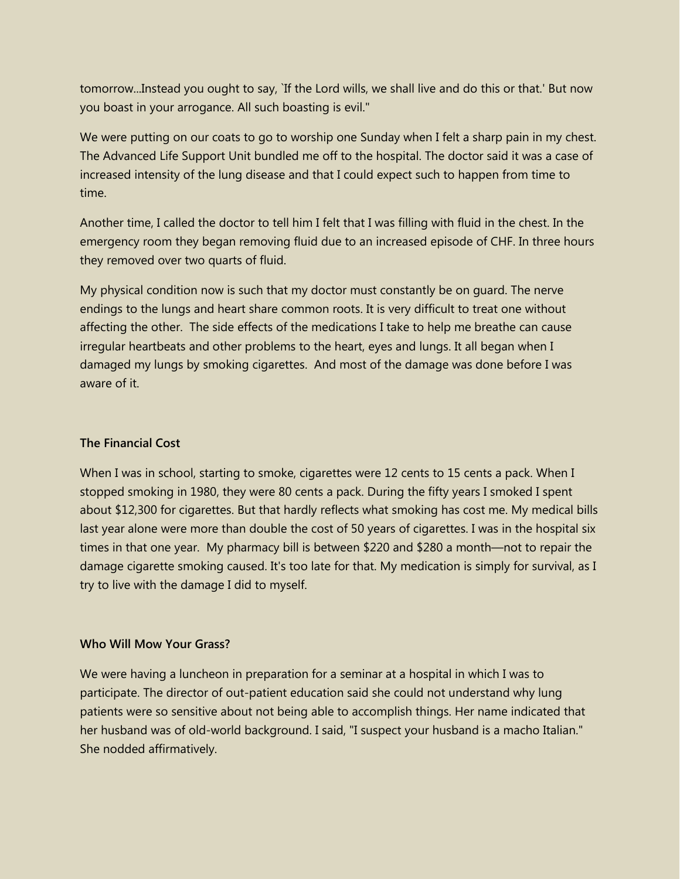tomorrow...Instead you ought to say, `If the Lord wills, we shall live and do this or that.' But now you boast in your arrogance. All such boasting is evil."

We were putting on our coats to go to worship one Sunday when I felt a sharp pain in my chest. The Advanced Life Support Unit bundled me off to the hospital. The doctor said it was a case of increased intensity of the lung disease and that I could expect such to happen from time to time.

Another time, I called the doctor to tell him I felt that I was filling with fluid in the chest. In the emergency room they began removing fluid due to an increased episode of CHF. In three hours they removed over two quarts of fluid.

My physical condition now is such that my doctor must constantly be on guard. The nerve endings to the lungs and heart share common roots. It is very difficult to treat one without affecting the other. The side effects of the medications I take to help me breathe can cause irregular heartbeats and other problems to the heart, eyes and lungs. It all began when I damaged my lungs by smoking cigarettes. And most of the damage was done before I was aware of it.

**The Financial Cost**

When I was in school, starting to smoke, cigarettes were 12 cents to 15 cents a pack. When I stopped smoking in 1980, they were 80 cents a pack. During the fifty years I smoked I spent about $12,300 for cigarettes. But that hardly reflects what smoking has cost me. My medical bills last year alone were more than double the cost of 50 years of cigarettes. I was in the hospital six times in that one year. My pharmacy bill is between $220 and $280 a month—not to repair the damage cigarette smoking caused. It's too late for that. My medication is simply for survival, as I try to live with the damage I did to myself.

**Who Will Mow Your Grass?**

We were having a luncheon in preparation for a seminar at a hospital in which I was to participate. The director of out-patient education said she could not understand why lung patients were so sensitive about not being able to accomplish things. Her name indicated that her husband was of old-world background. I said, "I suspect your husband is a macho Italian." She nodded affirmatively.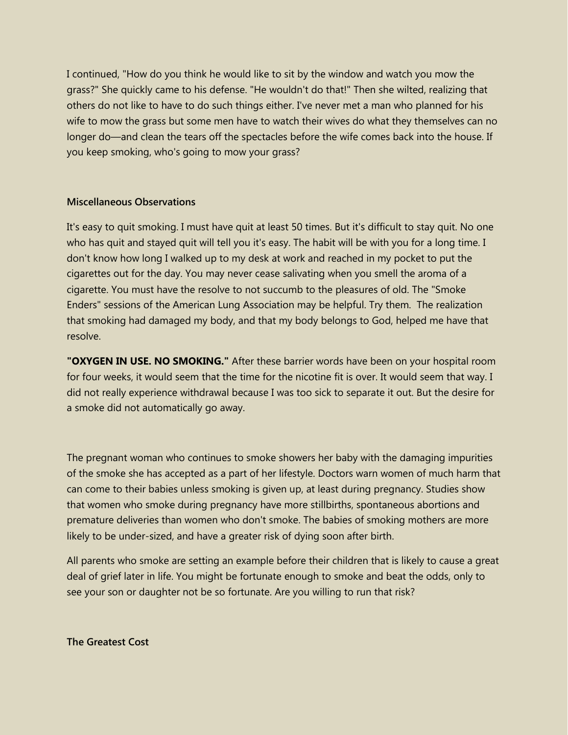I continued, "How do you think he would like to sit by the window and watch you mow the grass?" She quickly came to his defense. "He wouldn't do that!" Then she wilted, realizing that others do not like to have to do such things either. I've never met a man who planned for his wife to mow the grass but some men have to watch their wives do what they themselves can no longer do—and clean the tears off the spectacles before the wife comes back into the house. If you keep smoking, who's going to mow your grass?

### Miscellaneous Observations

It's easy to quit smoking. I must have quit at least 50 times. But it's difficult to stay quit. No one who has quit and stayed quit will tell you it's easy. The habit will be with you for a long time. I don't know how long I walked up to my desk at work and reached in my pocket to put the cigarettes out for the day. You may never cease salivating when you smell the aroma of a cigarette. You must have the resolve to not succumb to the pleasures of old. The "Smoke Enders" sessions of the American Lung Association may be helpful. Try them. The realization that smoking had damaged my body, and that my body belongs to God, helped me have that resolve.

**"OXYGEN IN USE. NO SMOKING."** After these barrier words have been on your hospital room for four weeks, it would seem that the time for the nicotine fit is over. It would seem that way. I did not really experience withdrawal because I was too sick to separate it out. But the desire for a smoke did not automatically go away.

The pregnant woman who continues to smoke showers her baby with the damaging impurities of the smoke she has accepted as a part of her lifestyle. Doctors warn women of much harm that can come to their babies unless smoking is given up, at least during pregnancy. Studies show that women who smoke during pregnancy have more stillbirths, spontaneous abortions and premature deliveries than women who don't smoke. The babies of smoking mothers are more likely to be under-sized, and have a greater risk of dying soon after birth.

All parents who smoke are setting an example before their children that is likely to cause a great deal of grief later in life. You might be fortunate enough to smoke and beat the odds, only to see your son or daughter not be so fortunate. Are you willing to run that risk?

### The Greatest Cost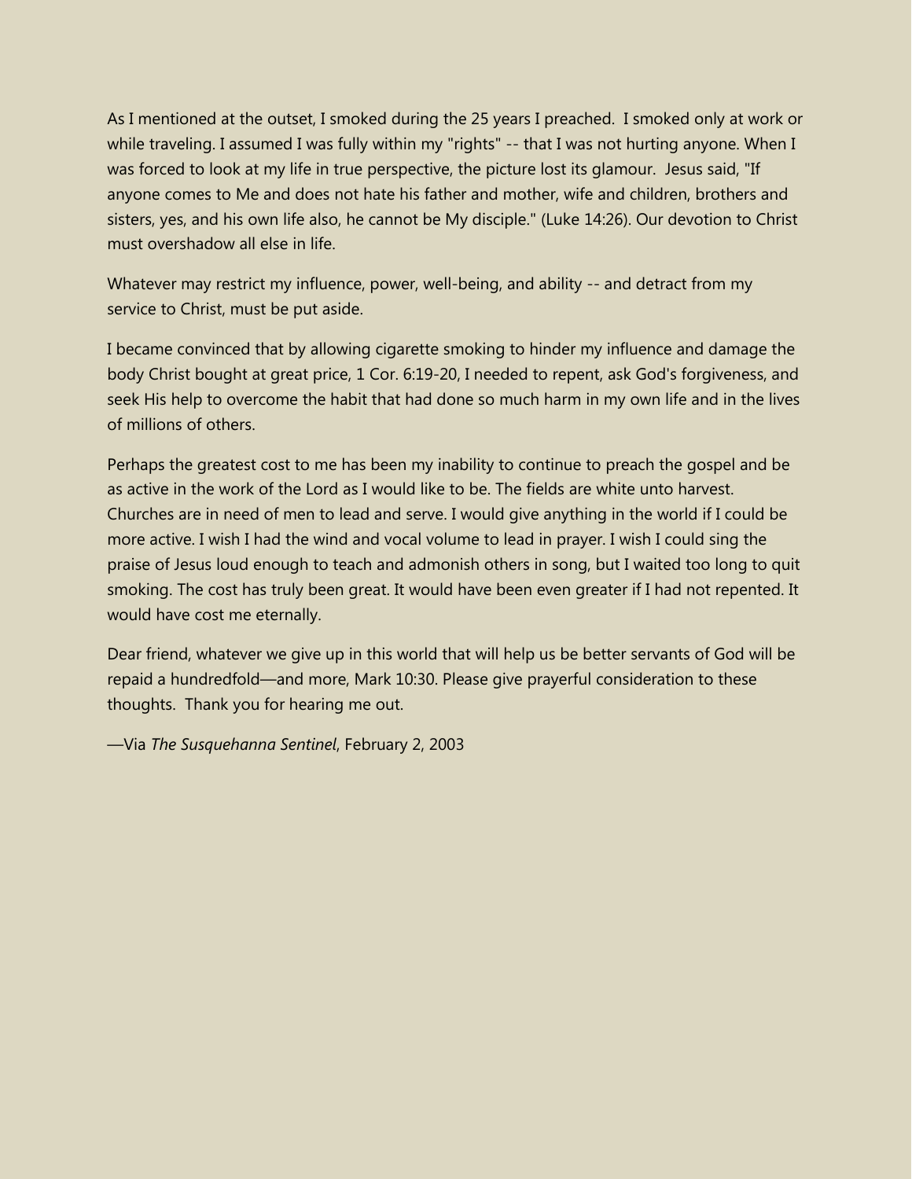As I mentioned at the outset, I smoked during the 25 years I preached.  I smoked only at work or while traveling. I assumed I was fully within my "rights" -- that I was not hurting anyone. When I was forced to look at my life in true perspective, the picture lost its glamour.  Jesus said, "If anyone comes to Me and does not hate his father and mother, wife and children, brothers and sisters, yes, and his own life also, he cannot be My disciple." (Luke 14:26). Our devotion to Christ must overshadow all else in life.

Whatever may restrict my influence, power, well-being, and ability -- and detract from my service to Christ, must be put aside.

I became convinced that by allowing cigarette smoking to hinder my influence and damage the body Christ bought at great price, 1 Cor. 6:19-20, I needed to repent, ask God's forgiveness, and seek His help to overcome the habit that had done so much harm in my own life and in the lives of millions of others.

Perhaps the greatest cost to me has been my inability to continue to preach the gospel and be as active in the work of the Lord as I would like to be. The fields are white unto harvest. Churches are in need of men to lead and serve. I would give anything in the world if I could be more active. I wish I had the wind and vocal volume to lead in prayer. I wish I could sing the praise of Jesus loud enough to teach and admonish others in song, but I waited too long to quit smoking. The cost has truly been great. It would have been even greater if I had not repented. It would have cost me eternally.

Dear friend, whatever we give up in this world that will help us be better servants of God will be repaid a hundredfold—and more, Mark 10:30. Please give prayerful consideration to these thoughts.  Thank you for hearing me out.

—Via *The Susquehanna Sentinel*, February 2, 2003